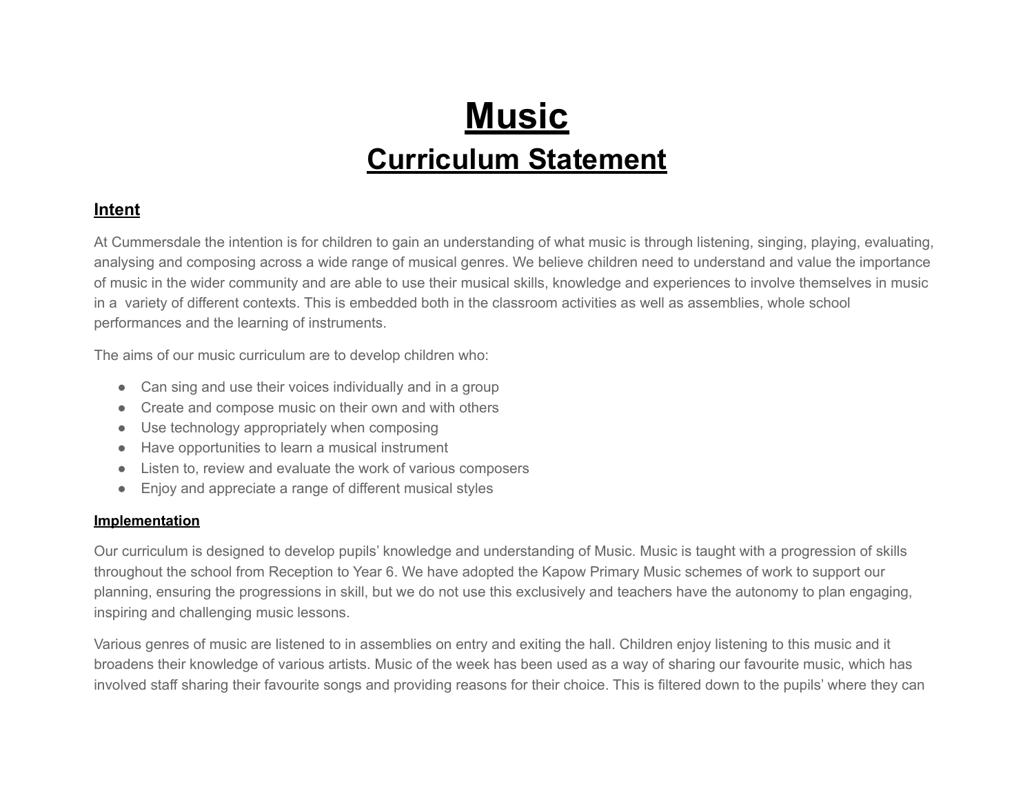# Music

## Curriculum Statement

### Intent

At Cummersdale the intention is for children to gain an understanding of what music is through listening, singing, playing, evaluating, analysing and composing across a wide range of musical genres. We believe children need to understand and value the importance of music in the wider community and are able to use their musical skills, knowledge and experiences to involve themselves in music in a variety of different contexts. This is embedded both in the classroom activities as well as assemblies, whole school performances and the learning of instruments.

The aims of our music curriculum are to develop children who:

- Can sing and use their voices individually and in a group
- Create and compose music on their own and with others
- Use technology appropriately when composing
- Have opportunities to learn a musical instrument
- Listen to, review and evaluate the work of various composers
- Enjoy and appreciate a range of different musical styles

### Implementation

Our curriculum is designed to develop pupils' knowledge and understanding of Music. Music is taught with a progression of skills throughout the school from Reception to Year 6. We have adopted the Kapow Primary Music schemes of work to support our planning, ensuring the progressions in skill, but we do not use this exclusively and teachers have the autonomy to plan engaging, inspiring and challenging music lessons.

Various genres of music are listened to in assemblies on entry and exiting the hall. Children enjoy listening to this music and it broadens their knowledge of various artists. Music of the week has been used as a way of sharing our favourite music, which has involved staff sharing their favourite songs and providing reasons for their choice. This is filtered down to the pupils' where they can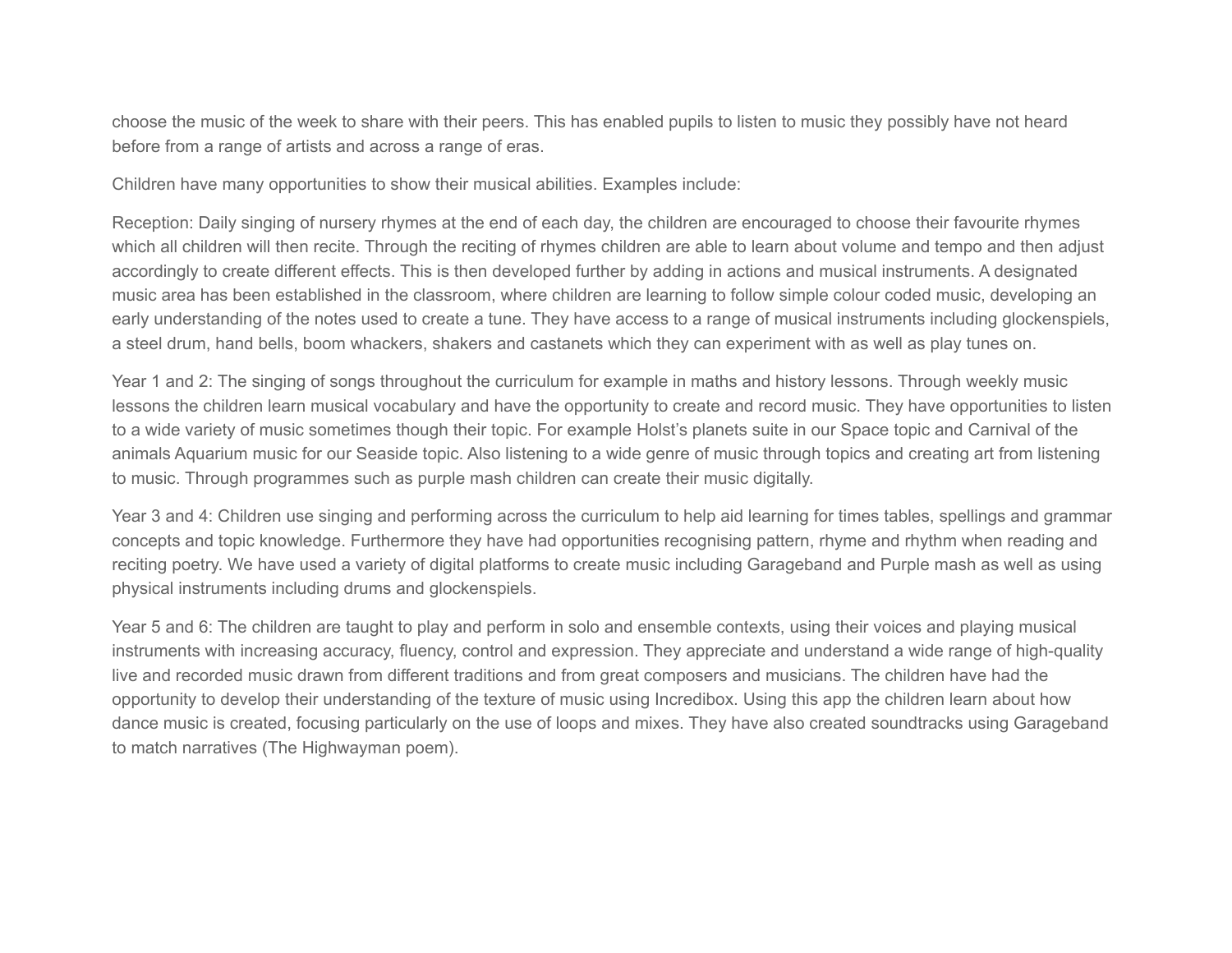choose the music of the week to share with their peers. This has enabled pupils to listen to music they possibly have not heard before from a range of artists and across a range of eras.

Children have many opportunities to show their musical abilities. Examples include:

Reception: Daily singing of nursery rhymes at the end of each day, the children are encouraged to choose their favourite rhymes which all children will then recite. Through the reciting of rhymes children are able to learn about volume and tempo and then adjust accordingly to create different effects. This is then developed further by adding in actions and musical instruments. A designated music area has been established in the classroom, where children are learning to follow simple colour coded music, developing an early understanding of the notes used to create a tune. They have access to a range of musical instruments including glockenspiels, a steel drum, hand bells, boom whackers, shakers and castanets which they can experiment with as well as play tunes on.

Year 1 and 2: The singing of songs throughout the curriculum for example in maths and history lessons. Through weekly music lessons the children learn musical vocabulary and have the opportunity to create and record music. They have opportunities to listen to a wide variety of music sometimes though their topic. For example Holst's planets suite in our Space topic and Carnival of the animals Aquarium music for our Seaside topic. Also listening to a wide genre of music through topics and creating art from listening to music. Through programmes such as purple mash children can create their music digitally.

Year 3 and 4: Children use singing and performing across the curriculum to help aid learning for times tables, spellings and grammar concepts and topic knowledge. Furthermore they have had opportunities recognising pattern, rhyme and rhythm when reading and reciting poetry. We have used a variety of digital platforms to create music including Garageband and Purple mash as well as using physical instruments including drums and glockenspiels.

Year 5 and 6: The children are taught to play and perform in solo and ensemble contexts, using their voices and playing musical instruments with increasing accuracy, fluency, control and expression. They appreciate and understand a wide range of high-quality live and recorded music drawn from different traditions and from great composers and musicians. The children have had the opportunity to develop their understanding of the texture of music using Incredibox. Using this app the children learn about how dance music is created, focusing particularly on the use of loops and mixes. They have also created soundtracks using Garageband to match narratives (The Highwayman poem).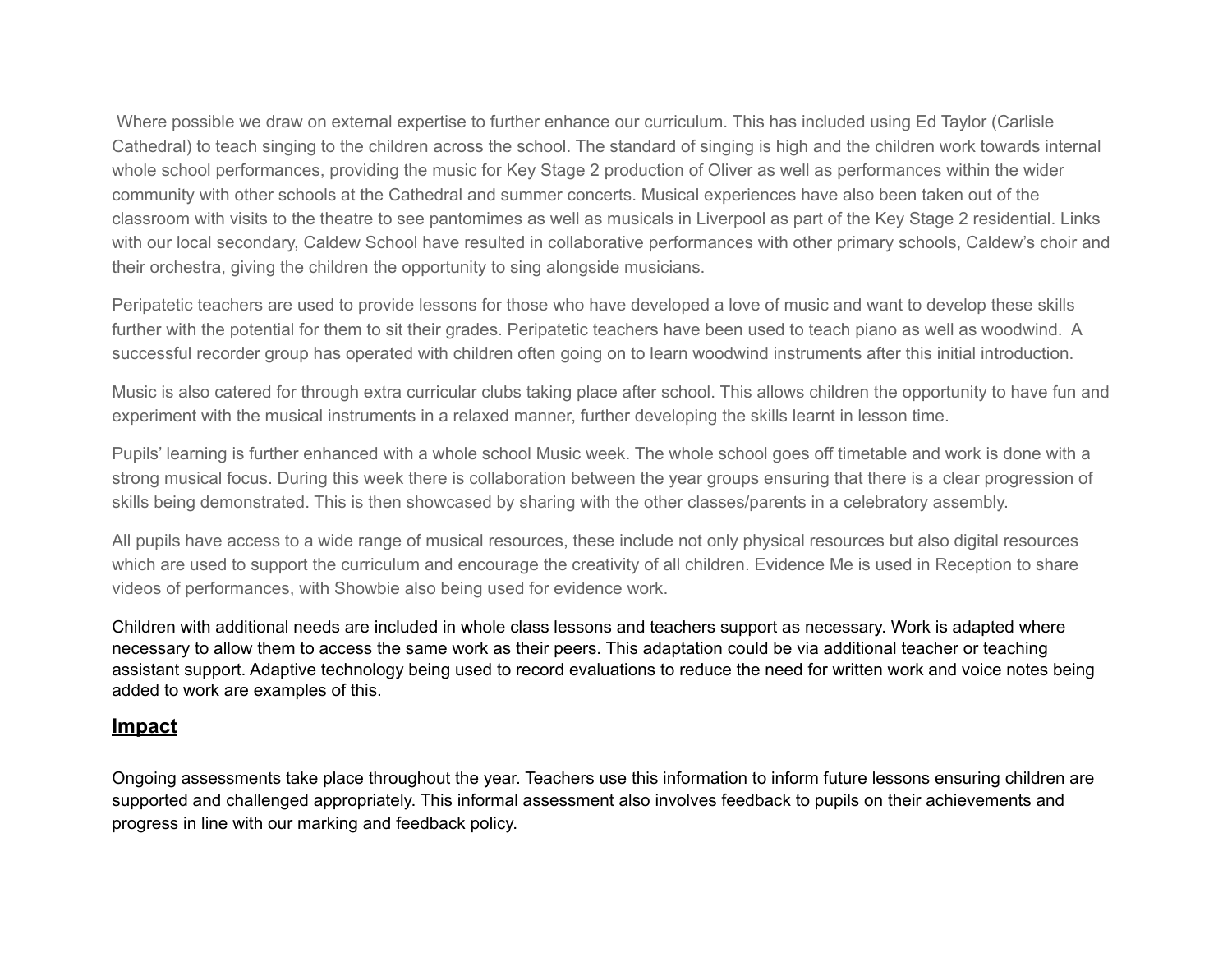Where possible we draw on external expertise to further enhance our curriculum. This has included using Ed Taylor (Carlisle Cathedral) to teach singing to the children across the school. The standard of singing is high and the children work towards internal whole school performances, providing the music for Key Stage 2 production of Oliver as well as performances within the wider community with other schools at the Cathedral and summer concerts. Musical experiences have also been taken out of the classroom with visits to the theatre to see pantomimes as well as musicals in Liverpool as part of the Key Stage 2 residential. Links with our local secondary, Caldew School have resulted in collaborative performances with other primary schools, Caldew's choir and their orchestra, giving the children the opportunity to sing alongside musicians.

Peripatetic teachers are used to provide lessons for those who have developed a love of music and want to develop these skills further with the potential for them to sit their grades. Peripatetic teachers have been used to teach piano as well as woodwind. A successful recorder group has operated with children often going on to learn woodwind instruments after this initial introduction.

Music is also catered for through extra curricular clubs taking place after school. This allows children the opportunity to have fun and experiment with the musical instruments in a relaxed manner, further developing the skills learnt in lesson time.

Pupils' learning is further enhanced with a whole school Music week. The whole school goes off timetable and work is done with a strong musical focus. During this week there is collaboration between the year groups ensuring that there is a clear progression of skills being demonstrated. This is then showcased by sharing with the other classes/parents in a celebratory assembly.

All pupils have access to a wide range of musical resources, these include not only physical resources but also digital resources which are used to support the curriculum and encourage the creativity of all children. Evidence Me is used in Reception to share videos of performances, with Showbie also being used for evidence work.

Children with additional needs are included in whole class lessons and teachers support as necessary. Work is adapted where necessary to allow them to access the same work as their peers. This adaptation could be via additional teacher or teaching assistant support. Adaptive technology being used to record evaluations to reduce the need for written work and voice notes being added to work are examples of this.

## Impact

Ongoing assessments take place throughout the year. Teachers use this information to inform future lessons ensuring children are supported and challenged appropriately. This informal assessment also involves feedback to pupils on their achievements and progress in line with our marking and feedback policy.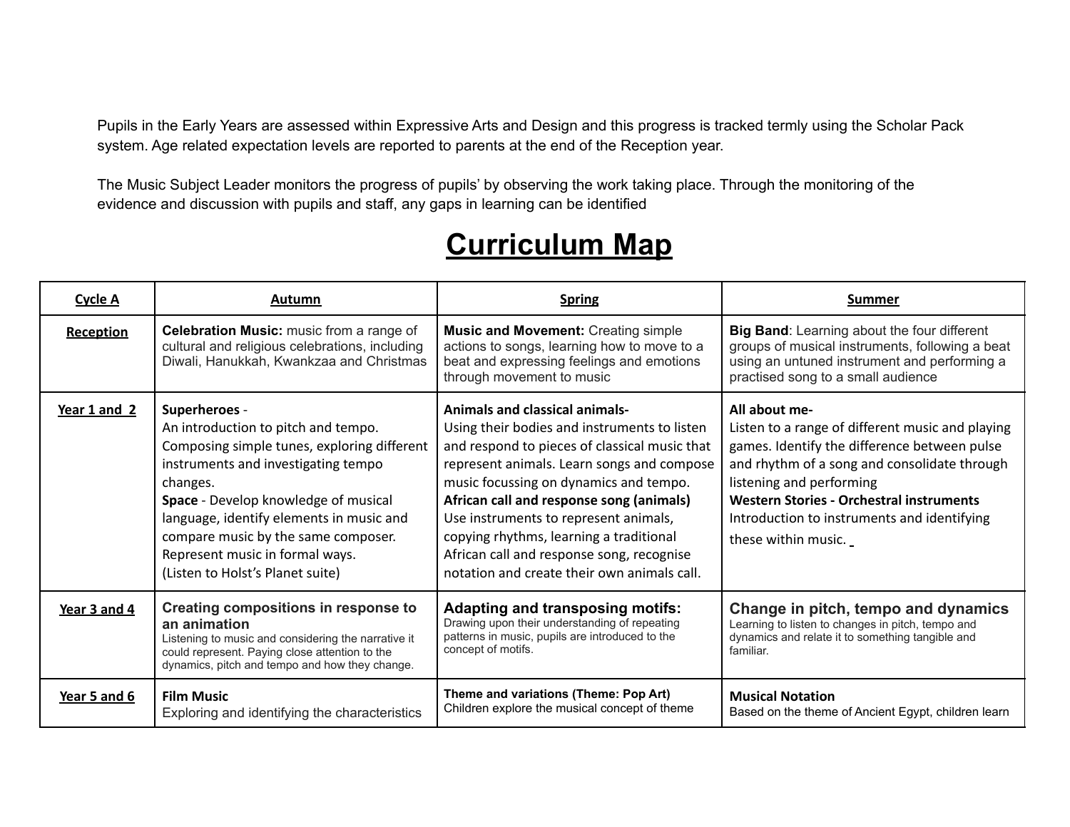Pupils in the Early Years are assessed within Expressive Arts and Design and this progress is tracked termly using the Scholar Pack system. Age related expectation levels are reported to parents at the end of the Reception year.

The Music Subject Leader monitors the progress of pupils' by observing the work taking place. Through the monitoring of the evidence and discussion with pupils and staff, any gaps in learning can be identified

# Curriculum Map

| Cycle A | Autumn | Spring | Summer |
|---|---|---|---|
| **Reception** | **Celebration Music:** music from a range of cultural and religious celebrations, including Diwali, Hanukkah, Kwankzaa and Christmas | **Music and Movement:** Creating simple actions to songs, learning how to move to a beat and expressing feelings and emotions through movement to music | **Big Band**: Learning about the four different groups of musical instruments, following a beat using an untuned instrument and performing a practised song to a small audience |
| **Year 1 and 2** | **Superheroes** - An introduction to pitch and tempo. Composing simple tunes, exploring different instruments and investigating tempo changes. **Space** - Develop knowledge of musical language, identify elements in music and compare music by the same composer. Represent music in formal ways. (Listen to Holst's Planet suite) | **Animals and classical animals-** Using their bodies and instruments to listen and respond to pieces of classical music that represent animals. Learn songs and compose music focussing on dynamics and tempo. **African call and response song (animals)** Use instruments to represent animals, copying rhythms, learning a traditional African call and response song, recognise notation and create their own animals call. | **All about me-** Listen to a range of different music and playing games. Identify the difference between pulse and rhythm of a song and consolidate through listening and performing **Western Stories - Orchestral instruments** Introduction to instruments and identifying these within music. |
| **Year 3 and 4** | **Creating compositions in response to an animation** Listening to music and considering the narrative it could represent. Paying close attention to the dynamics, pitch and tempo and how they change. | **Adapting and transposing motifs:** Drawing upon their understanding of repeating patterns in music, pupils are introduced to the concept of motifs. | **Change in pitch, tempo and dynamics** Learning to listen to changes in pitch, tempo and dynamics and relate it to something tangible and familiar. |
| **Year 5 and 6** | **Film Music** Exploring and identifying the characteristics | **Theme and variations (Theme: Pop Art)** Children explore the musical concept of theme | **Musical Notation** Based on the theme of Ancient Egypt, children learn |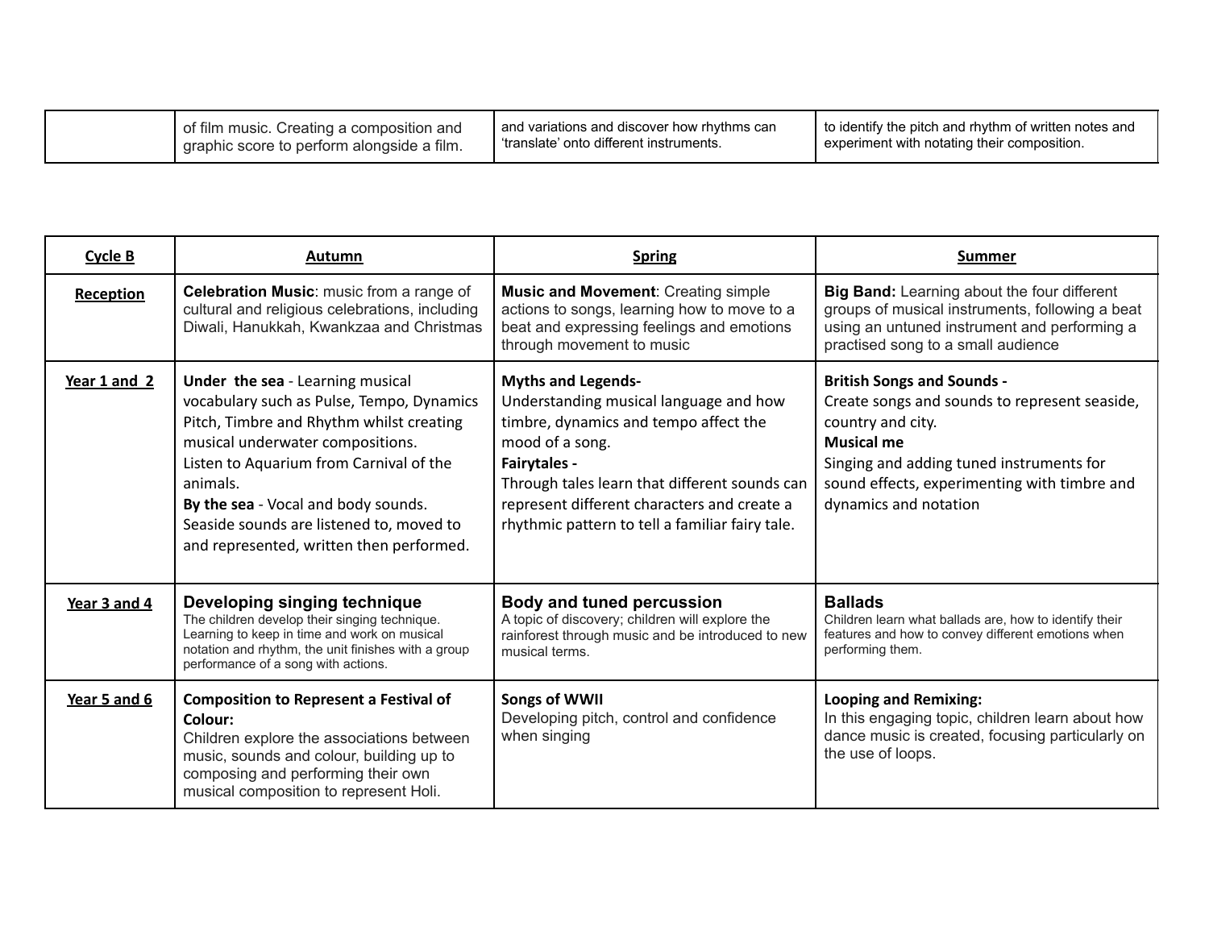| | | | |
|---|---|---|---|
| | of film music. Creating a composition and graphic score to perform alongside a film. | and variations and discover how rhythms can 'translate' onto different instruments. | to identify the pitch and rhythm of written notes and experiment with notating their composition. |

| Cycle B | Autumn | Spring | Summer |
|---|---|---|---|
| **Reception** | **Celebration Music**: music from a range of cultural and religious celebrations, including Diwali, Hanukkah, Kwankzaa and Christmas | **Music and Movement**: Creating simple actions to songs, learning how to move to a beat and expressing feelings and emotions through movement to music | **Big Band:** Learning about the four different groups of musical instruments, following a beat using an untuned instrument and performing a practised song to a small audience |
| **Year 1 and 2** | **Under the sea** - Learning musical vocabulary such as Pulse, Tempo, Dynamics Pitch, Timbre and Rhythm whilst creating musical underwater compositions. Listen to Aquarium from Carnival of the animals. **By the sea** - Vocal and body sounds. Seaside sounds are listened to, moved to and represented, written then performed. | **Myths and Legends-** Understanding musical language and how timbre, dynamics and tempo affect the mood of a song. **Fairytales -** Through tales learn that different sounds can represent different characters and create a rhythmic pattern to tell a familiar fairy tale. | **British Songs and Sounds -** Create songs and sounds to represent seaside, country and city. **Musical me** Singing and adding tuned instruments for sound effects, experimenting with timbre and dynamics and notation |
| **Year 3 and 4** | **Developing singing technique** The children develop their singing technique. Learning to keep in time and work on musical notation and rhythm, the unit finishes with a group performance of a song with actions. | **Body and tuned percussion** A topic of discovery; children will explore the rainforest through music and be introduced to new musical terms. | **Ballads** Children learn what ballads are, how to identify their features and how to convey different emotions when performing them. |
| **Year 5 and 6** | **Composition to Represent a Festival of Colour:** Children explore the associations between music, sounds and colour, building up to composing and performing their own musical composition to represent Holi. | **Songs of WWII** Developing pitch, control and confidence when singing | **Looping and Remixing:** In this engaging topic, children learn about how dance music is created, focusing particularly on the use of loops. |